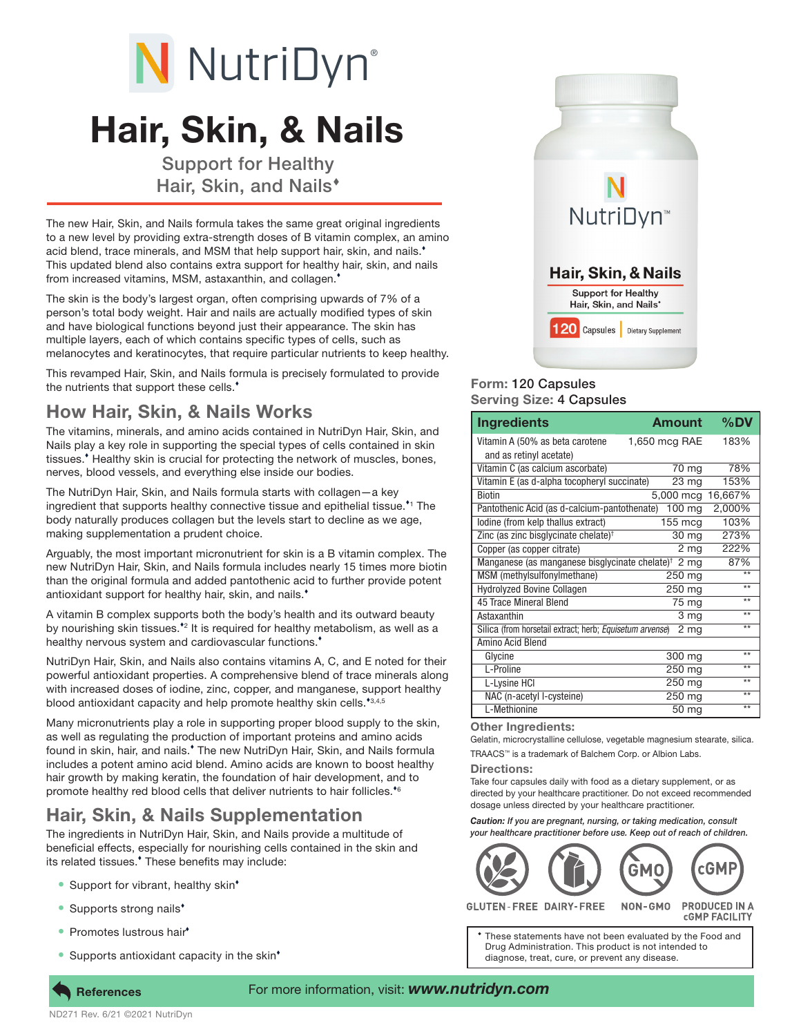# NutriDyn®

# Hair, Skin, & Nails

Support for Healthy Hair, Skin, and Nails♦

The new Hair, Skin, and Nails formula takes the same great original ingredients to a new level by providing extra-strength doses of B vitamin complex, an amino acid blend, trace minerals, and MSM that help support hair, skin, and nails.♦ This updated blend also contains extra support for healthy hair, skin, and nails from increased vitamins, MSM, astaxanthin, and collagen.♦

The skin is the body's largest organ, often comprising upwards of 7% of a person's total body weight. Hair and nails are actually modified types of skin and have biological functions beyond just their appearance. The skin has multiple layers, each of which contains specific types of cells, such as melanocytes and keratinocytes, that require particular nutrients to keep healthy.

This revamped Hair, Skin, and Nails formula is precisely formulated to provide the nutrients that support these cells.♦

## How Hair, Skin, & Nails Works

The vitamins, minerals, and amino acids contained in NutriDyn Hair, Skin, and Nails play a key role in supporting the special types of cells contained in skin tissues.♦ Healthy skin is crucial for protecting the network of muscles, bones, nerves, blood vessels, and everything else inside our bodies.

The NutriDyn Hair, Skin, and Nails formula starts with collagen—a key ingredient that supports healthy connective tissue and epithelial tissue.♦[1] The body naturally produces collagen but the levels start to decline as we age, making supplementation a prudent choice.

Arguably, the most important micronutrient for skin is a B vitamin complex. The new NutriDyn Hair, Skin, and Nails formula includes nearly 15 times more biotin than the original formula and added pantothenic acid to further provide potent antioxidant support for healthy hair, skin, and nails.♦

A vitamin B complex supports both the body's health and its outward beauty by nourishing skin tissues.♦[2] It is required for healthy metabolism, as well as a healthy nervous system and cardiovascular functions.♦

NutriDyn Hair, Skin, and Nails also contains vitamins A, C, and E noted for their powerful antioxidant properties. A comprehensive blend of trace minerals along with increased doses of iodine, zinc, copper, and manganese, support healthy blood antioxidant capacity and help promote healthy skin cells.♦[3,4,5]

Many micronutrients play a role in supporting proper blood supply to the skin, as well as regulating the production of important proteins and amino acids found in skin, hair, and nails.♦ The new NutriDyn Hair, Skin, and Nails formula includes a potent amino acid blend. Amino acids are known to boost healthy hair growth by making keratin, the foundation of hair development, and to promote healthy red blood cells that deliver nutrients to hair follicles.♦[6]

## Hair, Skin, & Nails Supplementation

The ingredients in NutriDyn Hair, Skin, and Nails provide a multitude of beneficial effects, especially for nourishing cells contained in the skin and its related tissues.♦ These benefits may include:

- Support for vibrant, healthy skin♦
- Supports strong nails♦
- Promotes lustrous hair♦
- Supports antioxidant capacity in the skin♦

**Form:** 120 Capsules
**Serving Size:** 4 Capsules

| Ingredients | Amount | %DV |
|---|---|---|
| Vitamin A (50% as beta carotene and as retinyl acetate) | 1,650 mcg RAE | 183% |
| Vitamin C (as calcium ascorbate) | 70 mg | 78% |
| Vitamin E (as d-alpha tocopheryl succinate) | 23 mg | 153% |
| Biotin | 5,000 mcg | 16,667% |
| Pantothenic Acid (as d-calcium-pantothenate) | 100 mg | 2,000% |
| Iodine (from kelp thallus extract) | 155 mcg | 103% |
| Zinc (as zinc bisglycinate chelate)† | 30 mg | 273% |
| Copper (as copper citrate) | 2 mg | 222% |
| Manganese (as manganese bisglycinate chelate)† | 2 mg | 87% |
| MSM (methylsulfonylmethane) | 250 mg | ** |
| Hydrolyzed Bovine Collagen | 250 mg | ** |
| 45 Trace Mineral Blend | 75 mg | ** |
| Astaxanthin | 3 mg | ** |
| Silica (from horsetail extract; herb; *Equisetum arvense*) | 2 mg | ** |
| Amino Acid Blend | | |
| Glycine | 300 mg | ** |
| L-Proline | 250 mg | ** |
| L-Lysine HCl | 250 mg | ** |
| NAC (n-acetyl l-cysteine) | 250 mg | ** |
| L-Methionine | 50 mg | ** |

**Other Ingredients:**
Gelatin, microcrystalline cellulose, vegetable magnesium stearate, silica.

TRAACS™ is a trademark of Balchem Corp. or Albion Labs.

**Directions:**
Take four capsules daily with food as a dietary supplement, or as directed by your healthcare practitioner. Do not exceed recommended dosage unless directed by your healthcare practitioner.

***Caution:*** *If you are pregnant, nursing, or taking medication, consult your healthcare practitioner before use. Keep out of reach of children.*

GLUTEN-FREE DAIRY-FREE NON-GMO PRODUCED IN A cGMP FACILITY

♦ These statements have not been evaluated by the Food and Drug Administration. This product is not intended to diagnose, treat, cure, or prevent any disease.

**References**

For more information, visit: ***www.nutridyn.com***

ND271 Rev. 6/21 ©2021 NutriDyn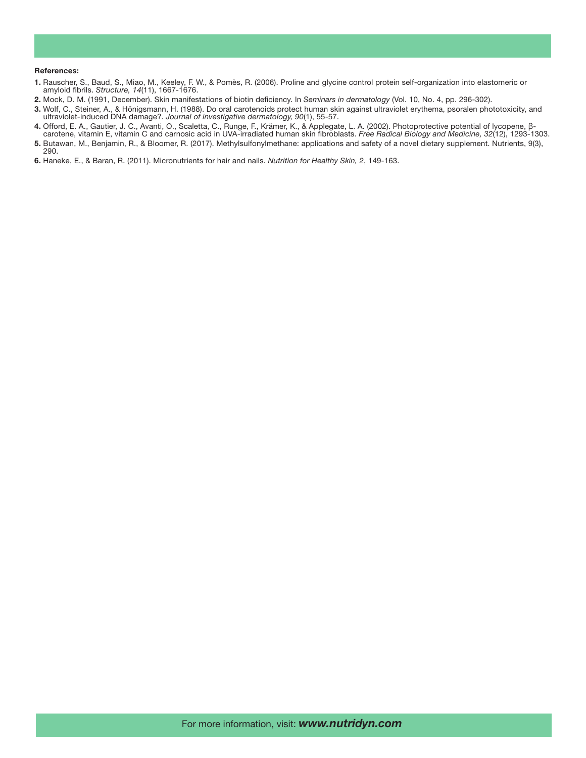**References:**

1. Rauscher, S., Baud, S., Miao, M., Keeley, F. W., & Pomès, R. (2006). Proline and glycine control protein self-organization into elastomeric or amyloid fibrils. *Structure, 14*(11), 1667-1676.
2. Mock, D. M. (1991, December). Skin manifestations of biotin deficiency. In *Seminars in dermatology* (Vol. 10, No. 4, pp. 296-302).
3. Wolf, C., Steiner, A., & Hönigsmann, H. (1988). Do oral carotenoids protect human skin against ultraviolet erythema, psoralen phototoxicity, and ultraviolet-induced DNA damage?. *Journal of investigative dermatology, 90*(1), 55-57.
4. Offord, E. A., Gautier, J. C., Avanti, O., Scaletta, C., Runge, F., Krämer, K., & Applegate, L. A. (2002). Photoprotective potential of lycopene, β-carotene, vitamin E, vitamin C and carnosic acid in UVA-irradiated human skin fibroblasts. *Free Radical Biology and Medicine, 32*(12), 1293-1303.
5. Butawan, M., Benjamin, R., & Bloomer, R. (2017). Methylsulfonylmethane: applications and safety of a novel dietary supplement. Nutrients, 9(3), 290.
6. Haneke, E., & Baran, R. (2011). Micronutrients for hair and nails. *Nutrition for Healthy Skin, 2*, 149-163.

For more information, visit: ***www.nutridyn.com***